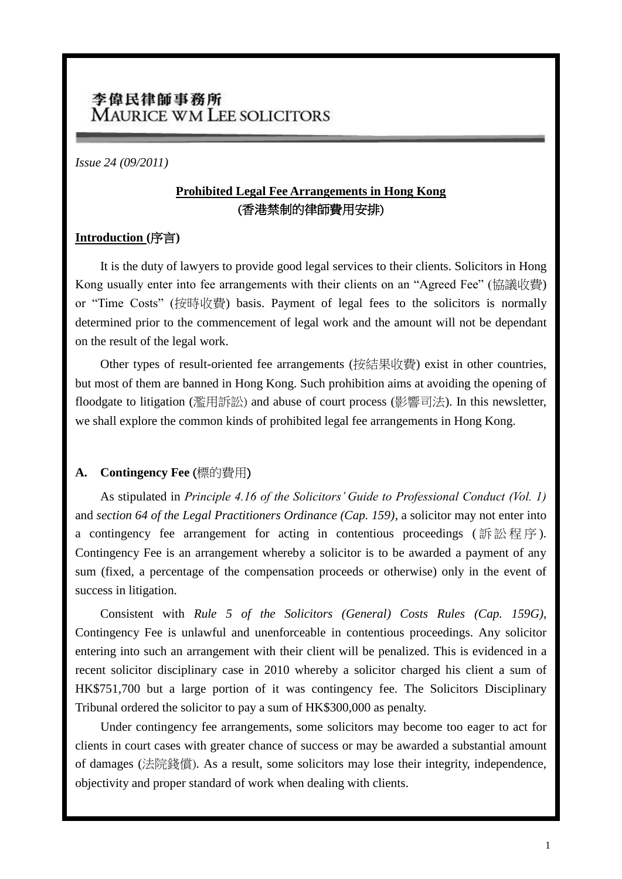李偉民律師事務所
MAURICE WM LEE SOLICITORS

*Issue 24 (09/2011)*

# Prohibited Legal Fee Arrangements in Hong Kong
# (香港禁制的律師費用安排)

## Introduction (序言)

It is the duty of lawyers to provide good legal services to their clients. Solicitors in Hong Kong usually enter into fee arrangements with their clients on an "Agreed Fee" (協議收費) or "Time Costs" (按時收費) basis. Payment of legal fees to the solicitors is normally determined prior to the commencement of legal work and the amount will not be dependant on the result of the legal work.

Other types of result-oriented fee arrangements (按結果收費) exist in other countries, but most of them are banned in Hong Kong. Such prohibition aims at avoiding the opening of floodgate to litigation (濫用訴訟) and abuse of court process (影響司法). In this newsletter, we shall explore the common kinds of prohibited legal fee arrangements in Hong Kong.

### A. Contingency Fee (標的費用)

As stipulated in *Principle 4.16 of the Solicitors' Guide to Professional Conduct (Vol. 1)* and *section 64 of the Legal Practitioners Ordinance (Cap. 159)*, a solicitor may not enter into a contingency fee arrangement for acting in contentious proceedings (訴訟程序). Contingency Fee is an arrangement whereby a solicitor is to be awarded a payment of any sum (fixed, a percentage of the compensation proceeds or otherwise) only in the event of success in litigation.

Consistent with *Rule 5 of the Solicitors (General) Costs Rules (Cap. 159G)*, Contingency Fee is unlawful and unenforceable in contentious proceedings. Any solicitor entering into such an arrangement with their client will be penalized. This is evidenced in a recent solicitor disciplinary case in 2010 whereby a solicitor charged his client a sum of HK$751,700 but a large portion of it was contingency fee. The Solicitors Disciplinary Tribunal ordered the solicitor to pay a sum of HK$300,000 as penalty.

Under contingency fee arrangements, some solicitors may become too eager to act for clients in court cases with greater chance of success or may be awarded a substantial amount of damages (法院錢償). As a result, some solicitors may lose their integrity, independence, objectivity and proper standard of work when dealing with clients.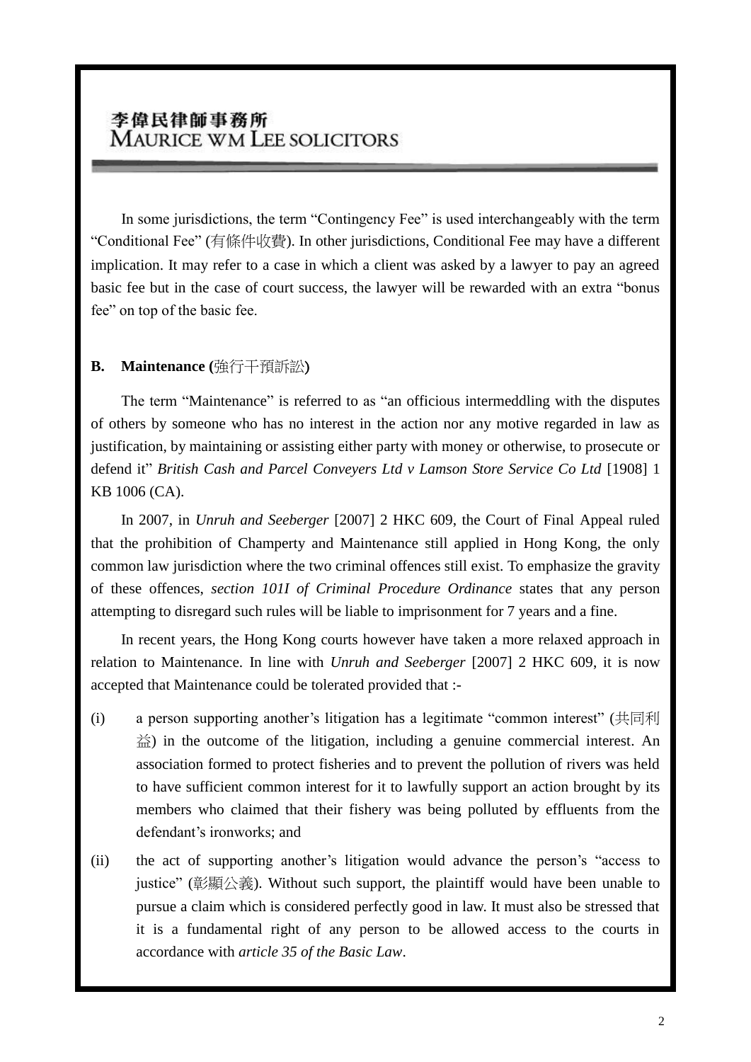In some jurisdictions, the term "Contingency Fee" is used interchangeably with the term "Conditional Fee" (有條件收費). In other jurisdictions, Conditional Fee may have a different implication. It may refer to a case in which a client was asked by a lawyer to pay an agreed basic fee but in the case of court success, the lawyer will be rewarded with an extra "bonus fee" on top of the basic fee.

**B. Maintenance (**強行干預訴訟**)**

The term "Maintenance" is referred to as "an officious intermeddling with the disputes of others by someone who has no interest in the action nor any motive regarded in law as justification, by maintaining or assisting either party with money or otherwise, to prosecute or defend it" *British Cash and Parcel Conveyers Ltd v Lamson Store Service Co Ltd* [1908] 1 KB 1006 (CA).

In 2007, in *Unruh and Seeberger* [2007] 2 HKC 609, the Court of Final Appeal ruled that the prohibition of Champerty and Maintenance still applied in Hong Kong, the only common law jurisdiction where the two criminal offences still exist. To emphasize the gravity of these offences, *section 101I of Criminal Procedure Ordinance* states that any person attempting to disregard such rules will be liable to imprisonment for 7 years and a fine.

In recent years, the Hong Kong courts however have taken a more relaxed approach in relation to Maintenance. In line with *Unruh and Seeberger* [2007] 2 HKC 609, it is now accepted that Maintenance could be tolerated provided that :-

(i) a person supporting another's litigation has a legitimate "common interest" (共同利益) in the outcome of the litigation, including a genuine commercial interest. An association formed to protect fisheries and to prevent the pollution of rivers was held to have sufficient common interest for it to lawfully support an action brought by its members who claimed that their fishery was being polluted by effluents from the defendant's ironworks; and

(ii) the act of supporting another's litigation would advance the person's "access to justice" (彰顯公義). Without such support, the plaintiff would have been unable to pursue a claim which is considered perfectly good in law. It must also be stressed that it is a fundamental right of any person to be allowed access to the courts in accordance with *article 35 of the Basic Law*.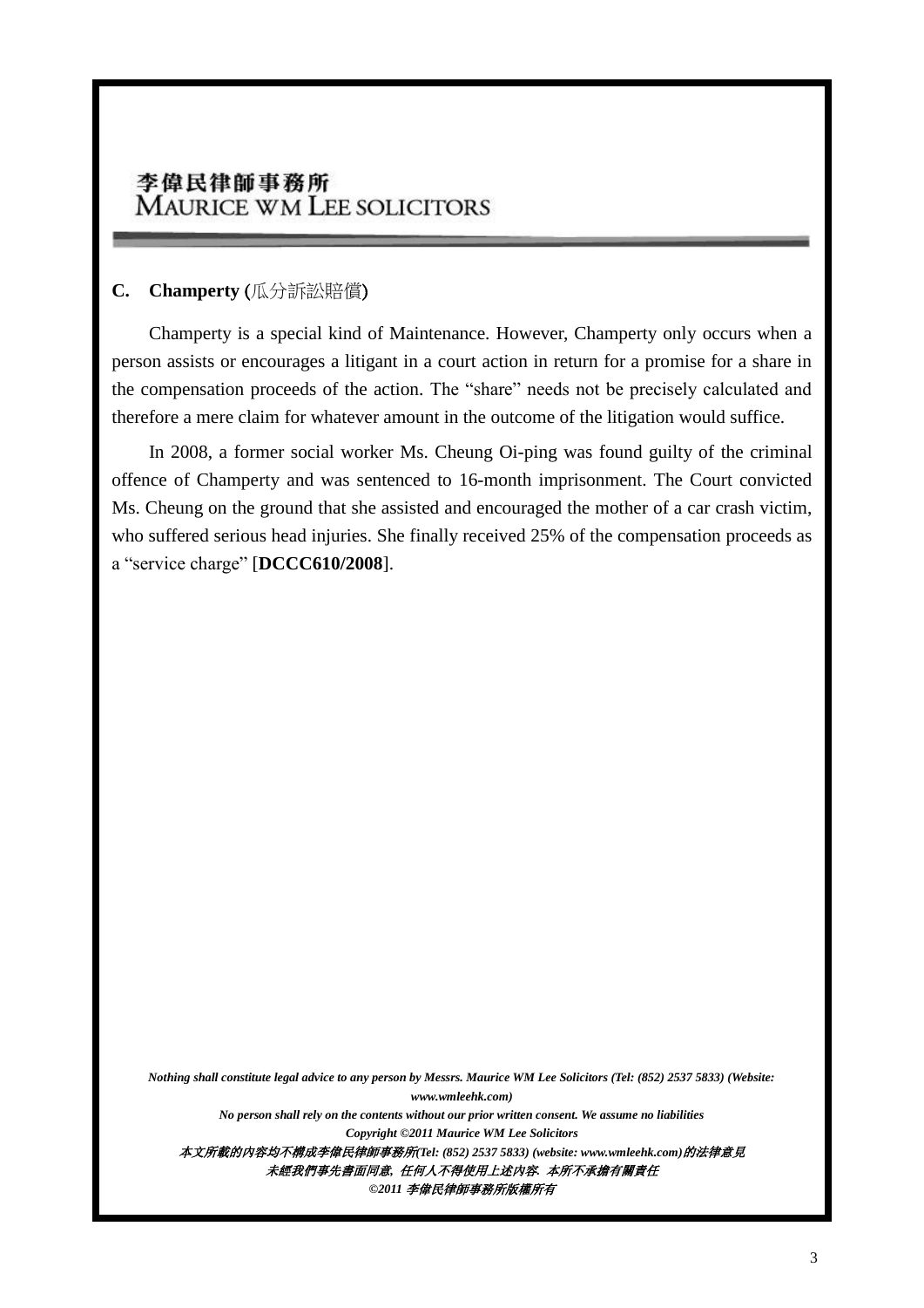## C. Champerty (瓜分訴訟賠償)

Champerty is a special kind of Maintenance. However, Champerty only occurs when a person assists or encourages a litigant in a court action in return for a promise for a share in the compensation proceeds of the action. The "share" needs not be precisely calculated and therefore a mere claim for whatever amount in the outcome of the litigation would suffice.

In 2008, a former social worker Ms. Cheung Oi-ping was found guilty of the criminal offence of Champerty and was sentenced to 16-month imprisonment. The Court convicted Ms. Cheung on the ground that she assisted and encouraged the mother of a car crash victim, who suffered serious head injuries. She finally received 25% of the compensation proceeds as a "service charge" [**DCCC610/2008**].

***Nothing shall constitute legal advice to any person by Messrs. Maurice WM Lee Solicitors (Tel: (852) 2537 5833) (Website: www.wmleehk.com)***

***No person shall rely on the contents without our prior written consent. We assume no liabilities***

***Copyright ©2011 Maurice WM Lee Solicitors***

***本文所載的內容均不構成李偉民律師事務所(Tel: (852) 2537 5833) (website: www.wmleehk.com)的法律意見***

***未經我們事先書面同意, 任何人不得使用上述內容. 本所不承擔有關責任***

***©2011 李偉民律師事務所版權所有***